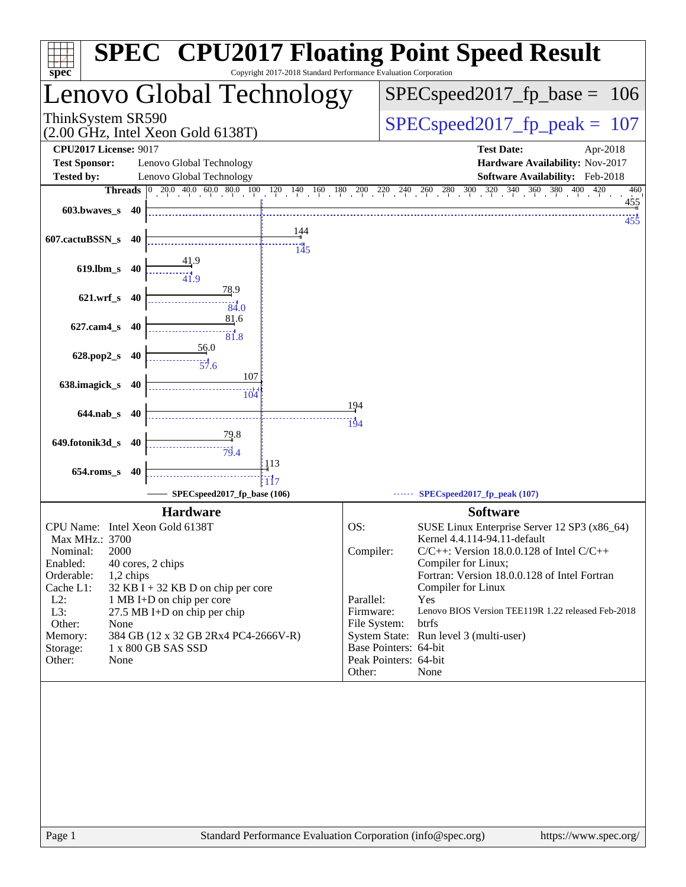# SPEC CPU2017 Floating Point Speed Result

Copyright 2017-2018 Standard Performance Evaluation Corporation

## Lenovo Global Technology

ThinkSystem SR590
(2.00 GHz, Intel Xeon Gold 6138T)

SPECspeed2017_fp_base = 106

SPECspeed2017_fp_peak = 107

**CPU2017 License:** 9017
**Test Sponsor:** Lenovo Global Technology
**Tested by:** Lenovo Global Technology

**Test Date:** Apr-2018
**Hardware Availability:** Nov-2017
**Software Availability:** Feb-2018

| Benchmark | Threads | Base | Peak |
|---|---|---|---|
| 603.bwaves_s | 40 | 455 | 455 |
| 607.cactuBSSN_s | 40 | 144 | 145 |
| 619.lbm_s | 40 | 41.9 | 41.9 |
| 621.wrf_s | 40 | 78.9 | 84.0 |
| 627.cam4_s | 40 | 81.6 | 81.8 |
| 628.pop2_s | 40 | 56.0 | 57.6 |
| 638.imagick_s | 40 | 107 | 104 |
| 644.nab_s | 40 | 194 | 194 |
| 649.fotonik3d_s | 40 | 79.8 | 79.4 |
| 654.roms_s | 40 | 113 | 117 |

SPECspeed2017_fp_base (106) — SPECspeed2017_fp_peak (107)

### Hardware

| | |
|---|---|
| CPU Name: | Intel Xeon Gold 6138T |
| Max MHz.: | 3700 |
| Nominal: | 2000 |
| Enabled: | 40 cores, 2 chips |
| Orderable: | 1,2 chips |
| Cache L1: | 32 KB I + 32 KB D on chip per core |
| L2: | 1 MB I+D on chip per core |
| L3: | 27.5 MB I+D on chip per chip |
| Other: | None |
| Memory: | 384 GB (12 x 32 GB 2Rx4 PC4-2666V-R) |
| Storage: | 1 x 800 GB SAS SSD |
| Other: | None |

### Software

| | |
|---|---|
| OS: | SUSE Linux Enterprise Server 12 SP3 (x86_64) Kernel 4.4.114-94.11-default |
| Compiler: | C/C++: Version 18.0.0.128 of Intel C/C++ Compiler for Linux; Fortran: Version 18.0.0.128 of Intel Fortran Compiler for Linux |
| Parallel: | Yes |
| Firmware: | Lenovo BIOS Version TEE119R 1.22 released Feb-2018 |
| File System: | btrfs |
| System State: | Run level 3 (multi-user) |
| Base Pointers: | 64-bit |
| Peak Pointers: | 64-bit |
| Other: | None |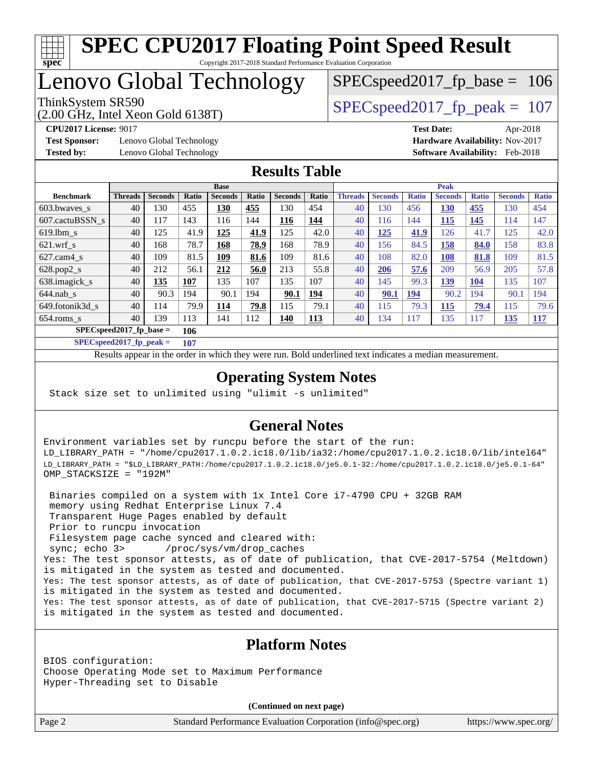# SPEC CPU2017 Floating Point Speed Result

Copyright 2017-2018 Standard Performance Evaluation Corporation

# Lenovo Global Technology

ThinkSystem SR590
(2.00 GHz, Intel Xeon Gold 6138T)

SPECspeed2017_fp_base = 106

SPECspeed2017_fp_peak = 107

**CPU2017 License:** 9017
**Test Sponsor:** Lenovo Global Technology
**Tested by:** Lenovo Global Technology

**Test Date:** Apr-2018
**Hardware Availability:** Nov-2017
**Software Availability:** Feb-2018

## Results Table

| | Base | | | | | | | Peak | | | | | | |
|---|---|---|---|---|---|---|---|---|---|---|---|---|---|---|
| **Benchmark** | **Threads** | **Seconds** | **Ratio** | **Seconds** | **Ratio** | **Seconds** | **Ratio** | **Threads** | **Seconds** | **Ratio** | **Seconds** | **Ratio** | **Seconds** | **Ratio** |
| 603.bwaves_s | 40 | 130 | 455 | **130** | **455** | 130 | 454 | 40 | 130 | 456 | **130** | **455** | 130 | 454 |
| 607.cactuBSSN_s | 40 | 117 | 143 | 116 | 144 | **116** | **144** | 40 | 116 | 144 | **115** | **145** | 114 | 147 |
| 619.lbm_s | 40 | 125 | 41.9 | **125** | **41.9** | 125 | 42.0 | 40 | **125** | **41.9** | 126 | 41.7 | 125 | 42.0 |
| 621.wrf_s | 40 | 168 | 78.7 | **168** | **78.9** | 168 | 78.9 | 40 | 156 | 84.5 | **158** | **84.0** | 158 | 83.8 |
| 627.cam4_s | 40 | 109 | 81.5 | **109** | **81.6** | 109 | 81.6 | 40 | 108 | 82.0 | **108** | **81.8** | 109 | 81.5 |
| 628.pop2_s | 40 | 212 | 56.1 | **212** | **56.0** | 213 | 55.8 | 40 | **206** | **57.6** | 209 | 56.9 | 205 | 57.8 |
| 638.imagick_s | 40 | **135** | **107** | 135 | 107 | 135 | 107 | 40 | 145 | 99.3 | **139** | **104** | 135 | 107 |
| 644.nab_s | 40 | 90.3 | 194 | 90.1 | 194 | **90.1** | **194** | 40 | **90.1** | **194** | 90.2 | 194 | 90.1 | 194 |
| 649.fotonik3d_s | 40 | 114 | 79.9 | **114** | **79.8** | 115 | 79.1 | 40 | 115 | 79.3 | **115** | **79.4** | 115 | 79.6 |
| 654.roms_s | 40 | 139 | 113 | 141 | 112 | **140** | **113** | 40 | 134 | 117 | 135 | 117 | **135** | **117** |

**SPECspeed2017_fp_base = 106**

**SPECspeed2017_fp_peak = 107**

Results appear in the order in which they were run. Bold underlined text indicates a median measurement.

## Operating System Notes

```
Stack size set to unlimited using "ulimit -s unlimited"
```

## General Notes

```
Environment variables set by runcpu before the start of the run:
LD_LIBRARY_PATH = "/home/cpu2017.1.0.2.ic18.0/lib/ia32:/home/cpu2017.1.0.2.ic18.0/lib/intel64"
LD_LIBRARY_PATH = "$LD_LIBRARY_PATH:/home/cpu2017.1.0.2.ic18.0/je5.0.1-32:/home/cpu2017.1.0.2.ic18.0/je5.0.1-64"
OMP_STACKSIZE = "192M"

 Binaries compiled on a system with 1x Intel Core i7-4790 CPU + 32GB RAM
 memory using Redhat Enterprise Linux 7.4
 Transparent Huge Pages enabled by default
 Prior to runcpu invocation
 Filesystem page cache synced and cleared with:
 sync; echo 3>       /proc/sys/vm/drop_caches
Yes: The test sponsor attests, as of date of publication, that CVE-2017-5754 (Meltdown)
is mitigated in the system as tested and documented.
Yes: The test sponsor attests, as of date of publication, that CVE-2017-5753 (Spectre variant 1)
is mitigated in the system as tested and documented.
Yes: The test sponsor attests, as of date of publication, that CVE-2017-5715 (Spectre variant 2)
is mitigated in the system as tested and documented.
```

## Platform Notes

```
BIOS configuration:
Choose Operating Mode set to Maximum Performance
Hyper-Threading set to Disable
```

**(Continued on next page)**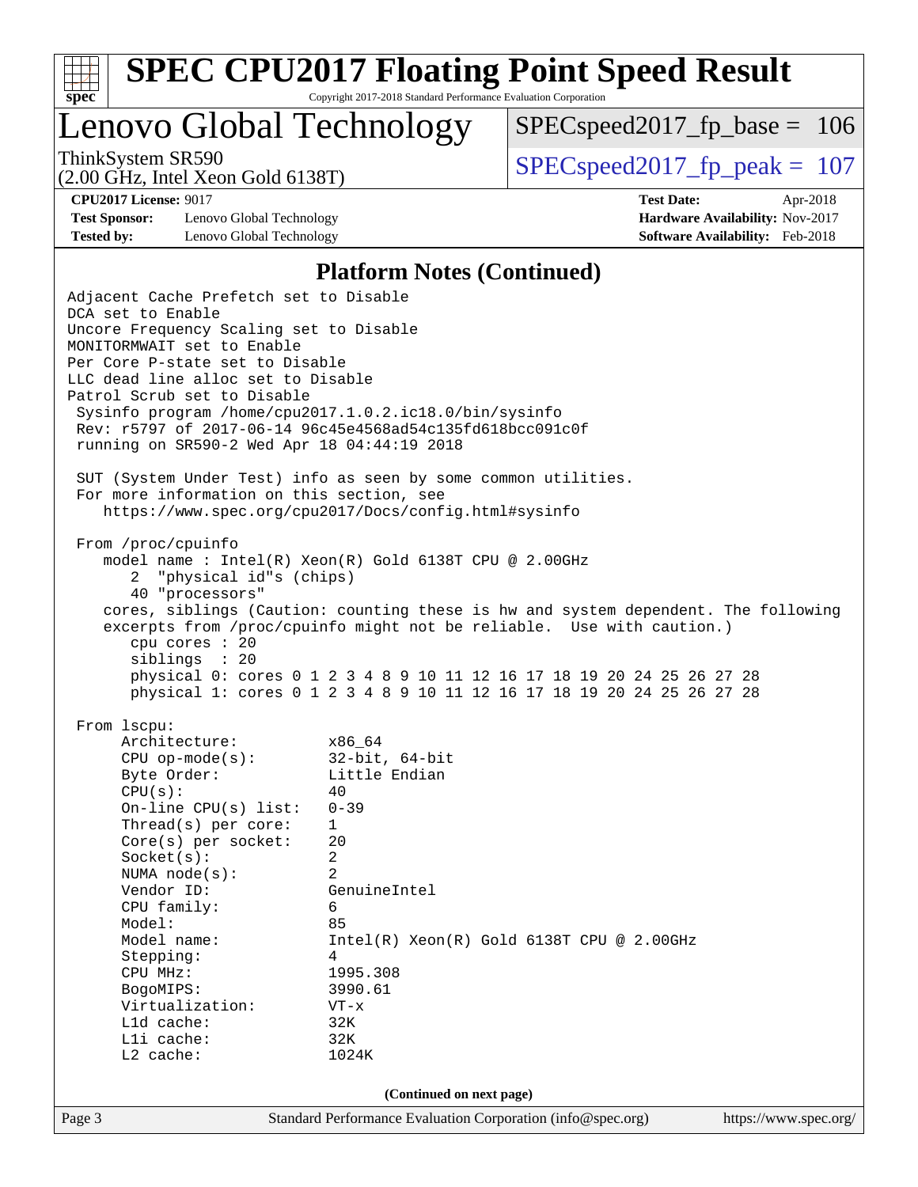## Platform Notes (Continued)

```
Adjacent Cache Prefetch set to Disable
DCA set to Enable
Uncore Frequency Scaling set to Disable
MONITORMWAIT set to Enable
Per Core P-state set to Disable
LLC dead line alloc set to Disable
Patrol Scrub set to Disable
 Sysinfo program /home/cpu2017.1.0.2.ic18.0/bin/sysinfo
 Rev: r5797 of 2017-06-14 96c45e4568ad54c135fd618bcc091c0f
 running on SR590-2 Wed Apr 18 04:44:19 2018

 SUT (System Under Test) info as seen by some common utilities.
 For more information on this section, see
    https://www.spec.org/cpu2017/Docs/config.html#sysinfo

 From /proc/cpuinfo
    model name : Intel(R) Xeon(R) Gold 6138T CPU @ 2.00GHz
       2  "physical id"s (chips)
       40 "processors"
    cores, siblings (Caution: counting these is hw and system dependent. The following
    excerpts from /proc/cpuinfo might not be reliable.  Use with caution.)
       cpu cores : 20
       siblings  : 20
       physical 0: cores 0 1 2 3 4 8 9 10 11 12 16 17 18 19 20 24 25 26 27 28
       physical 1: cores 0 1 2 3 4 8 9 10 11 12 16 17 18 19 20 24 25 26 27 28

 From lscpu:
      Architecture:          x86_64
      CPU op-mode(s):        32-bit, 64-bit
      Byte Order:            Little Endian
      CPU(s):                40
      On-line CPU(s) list:   0-39
      Thread(s) per core:    1
      Core(s) per socket:    20
      Socket(s):             2
      NUMA node(s):          2
      Vendor ID:             GenuineIntel
      CPU family:            6
      Model:                 85
      Model name:            Intel(R) Xeon(R) Gold 6138T CPU @ 2.00GHz
      Stepping:              4
      CPU MHz:               1995.308
      BogoMIPS:              3990.61
      Virtualization:        VT-x
      L1d cache:             32K
      L1i cache:             32K
      L2 cache:              1024K
```

(Continued on next page)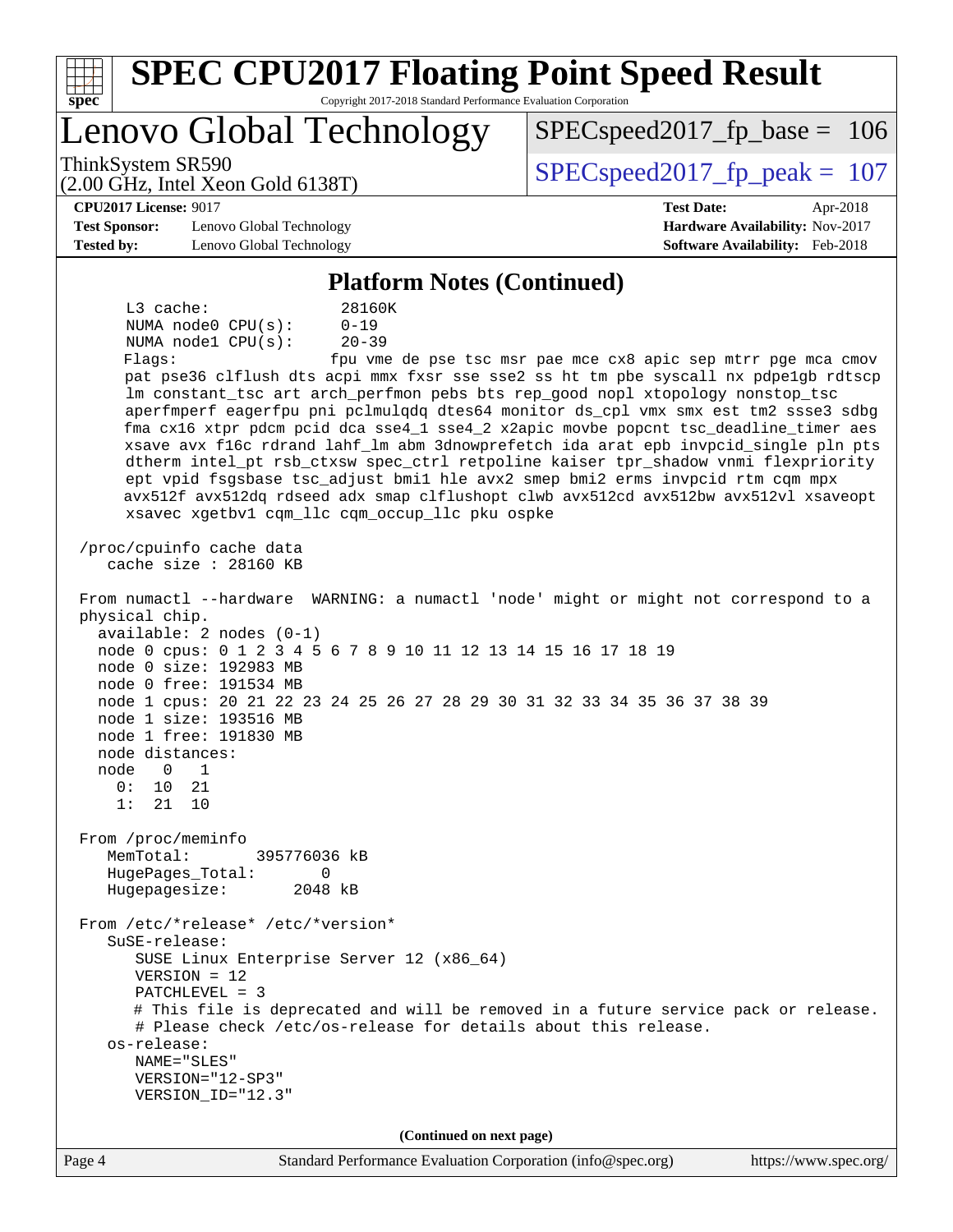## Platform Notes (Continued)

```
     L3 cache:              28160K
     NUMA node0 CPU(s):     0-19
     NUMA node1 CPU(s):     20-39
     Flags:                 fpu vme de pse tsc msr pae mce cx8 apic sep mtrr pge mca cmov
     pat pse36 clflush dts acpi mmx fxsr sse sse2 ss ht tm pbe syscall nx pdpe1gb rdtscp
     lm constant_tsc art arch_perfmon pebs bts rep_good nopl xtopology nonstop_tsc
     aperfmperf eagerfpu pni pclmulqdq dtes64 monitor ds_cpl vmx smx est tm2 ssse3 sdbg
     fma cx16 xtpr pdcm pcid dca sse4_1 sse4_2 x2apic movbe popcnt tsc_deadline_timer aes
     xsave avx f16c rdrand lahf_lm abm 3dnowprefetch ida arat epb invpcid_single pln pts
     dtherm intel_pt rsb_ctxsw spec_ctrl retpoline kaiser tpr_shadow vnmi flexpriority
     ept vpid fsgsbase tsc_adjust bmi1 hle avx2 smep bmi2 erms invpcid rtm cqm mpx
     avx512f avx512dq rdseed adx smap clflushopt clwb avx512cd avx512bw avx512vl xsaveopt
     xsavec xgetbv1 cqm_llc cqm_occup_llc pku ospke

 /proc/cpuinfo cache data
    cache size : 28160 KB

 From numactl --hardware  WARNING: a numactl 'node' might or might not correspond to a
 physical chip.
   available: 2 nodes (0-1)
   node 0 cpus: 0 1 2 3 4 5 6 7 8 9 10 11 12 13 14 15 16 17 18 19
   node 0 size: 192983 MB
   node 0 free: 191534 MB
   node 1 cpus: 20 21 22 23 24 25 26 27 28 29 30 31 32 33 34 35 36 37 38 39
   node 1 size: 193516 MB
   node 1 free: 191830 MB
   node distances:
   node   0   1
     0:  10  21
     1:  21  10

 From /proc/meminfo
    MemTotal:       395776036 kB
    HugePages_Total:       0
    Hugepagesize:       2048 kB

 From /etc/*release* /etc/*version*
    SuSE-release:
       SUSE Linux Enterprise Server 12 (x86_64)
       VERSION = 12
       PATCHLEVEL = 3
       # This file is deprecated and will be removed in a future service pack or release.
       # Please check /etc/os-release for details about this release.
    os-release:
       NAME="SLES"
       VERSION="12-SP3"
       VERSION_ID="12.3"
```

(Continued on next page)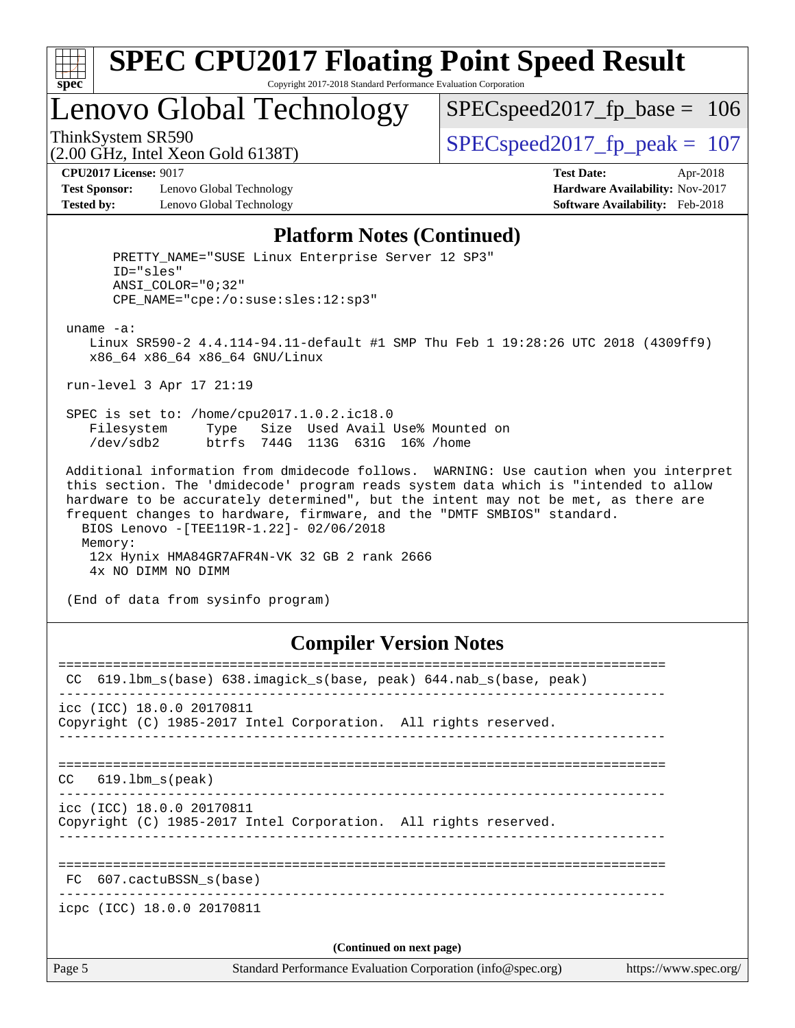# SPEC CPU2017 Floating Point Speed Result

Copyright 2017-2018 Standard Performance Evaluation Corporation

## Lenovo Global Technology

ThinkSystem SR590
(2.00 GHz, Intel Xeon Gold 6138T)

SPECspeed2017_fp_base = 106

SPECspeed2017_fp_peak = 107

**CPU2017 License:** 9017
**Test Sponsor:** Lenovo Global Technology
**Tested by:** Lenovo Global Technology

**Test Date:** Apr-2018
**Hardware Availability:** Nov-2017
**Software Availability:** Feb-2018

### Platform Notes (Continued)

```
      PRETTY_NAME="SUSE Linux Enterprise Server 12 SP3"
      ID="sles"
      ANSI_COLOR="0;32"
      CPE_NAME="cpe:/o:suse:sles:12:sp3"

 uname -a:
    Linux SR590-2 4.4.114-94.11-default #1 SMP Thu Feb 1 19:28:26 UTC 2018 (4309ff9)
    x86_64 x86_64 x86_64 GNU/Linux

 run-level 3 Apr 17 21:19

 SPEC is set to: /home/cpu2017.1.0.2.ic18.0
    Filesystem     Type   Size  Used Avail Use% Mounted on
    /dev/sdb2      btrfs  744G  113G  631G  16% /home

 Additional information from dmidecode follows.  WARNING: Use caution when you interpret
 this section. The 'dmidecode' program reads system data which is "intended to allow
 hardware to be accurately determined", but the intent may not be met, as there are
 frequent changes to hardware, firmware, and the "DMTF SMBIOS" standard.
   BIOS Lenovo -[TEE119R-1.22]- 02/06/2018
   Memory:
     12x Hynix HMA84GR7AFR4N-VK 32 GB 2 rank 2666
     4x NO DIMM NO DIMM

 (End of data from sysinfo program)
```

### Compiler Version Notes

```
==============================================================================
 CC  619.lbm_s(base) 638.imagick_s(base, peak) 644.nab_s(base, peak)
------------------------------------------------------------------------------
icc (ICC) 18.0.0 20170811
Copyright (C) 1985-2017 Intel Corporation.  All rights reserved.
------------------------------------------------------------------------------

==============================================================================
 CC  619.lbm_s(peak)
------------------------------------------------------------------------------
icc (ICC) 18.0.0 20170811
Copyright (C) 1985-2017 Intel Corporation.  All rights reserved.
------------------------------------------------------------------------------

==============================================================================
 FC  607.cactuBSSN_s(base)
------------------------------------------------------------------------------
icpc (ICC) 18.0.0 20170811
```

(Continued on next page)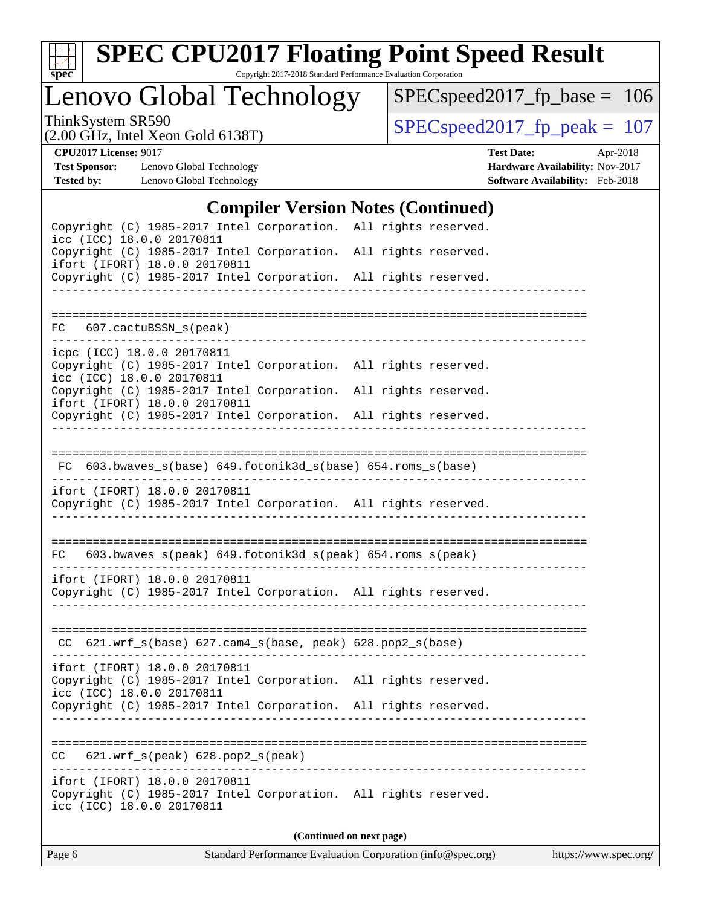# SPEC CPU2017 Floating Point Speed Result

Copyright 2017-2018 Standard Performance Evaluation Corporation

## Lenovo Global Technology

ThinkSystem SR590
(2.00 GHz, Intel Xeon Gold 6138T)

SPECspeed2017_fp_base = 106

SPECspeed2017_fp_peak = 107

**CPU2017 License:** 9017
**Test Sponsor:** Lenovo Global Technology
**Tested by:** Lenovo Global Technology

**Test Date:** Apr-2018
**Hardware Availability:** Nov-2017
**Software Availability:** Feb-2018

### Compiler Version Notes (Continued)

```
Copyright (C) 1985-2017 Intel Corporation.  All rights reserved.
icc (ICC) 18.0.0 20170811
Copyright (C) 1985-2017 Intel Corporation.  All rights reserved.
ifort (IFORT) 18.0.0 20170811
Copyright (C) 1985-2017 Intel Corporation.  All rights reserved.
------------------------------------------------------------------------------

==============================================================================
FC   607.cactuBSSN_s(peak)
------------------------------------------------------------------------------
icpc (ICC) 18.0.0 20170811
Copyright (C) 1985-2017 Intel Corporation.  All rights reserved.
icc (ICC) 18.0.0 20170811
Copyright (C) 1985-2017 Intel Corporation.  All rights reserved.
ifort (IFORT) 18.0.0 20170811
Copyright (C) 1985-2017 Intel Corporation.  All rights reserved.
------------------------------------------------------------------------------

==============================================================================
 FC  603.bwaves_s(base) 649.fotonik3d_s(base) 654.roms_s(base)
------------------------------------------------------------------------------
ifort (IFORT) 18.0.0 20170811
Copyright (C) 1985-2017 Intel Corporation.  All rights reserved.
------------------------------------------------------------------------------

==============================================================================
FC   603.bwaves_s(peak) 649.fotonik3d_s(peak) 654.roms_s(peak)
------------------------------------------------------------------------------
ifort (IFORT) 18.0.0 20170811
Copyright (C) 1985-2017 Intel Corporation.  All rights reserved.
------------------------------------------------------------------------------

==============================================================================
 CC  621.wrf_s(base) 627.cam4_s(base, peak) 628.pop2_s(base)
------------------------------------------------------------------------------
ifort (IFORT) 18.0.0 20170811
Copyright (C) 1985-2017 Intel Corporation.  All rights reserved.
icc (ICC) 18.0.0 20170811
Copyright (C) 1985-2017 Intel Corporation.  All rights reserved.
------------------------------------------------------------------------------

==============================================================================
CC   621.wrf_s(peak) 628.pop2_s(peak)
------------------------------------------------------------------------------
ifort (IFORT) 18.0.0 20170811
Copyright (C) 1985-2017 Intel Corporation.  All rights reserved.
icc (ICC) 18.0.0 20170811
```

**(Continued on next page)**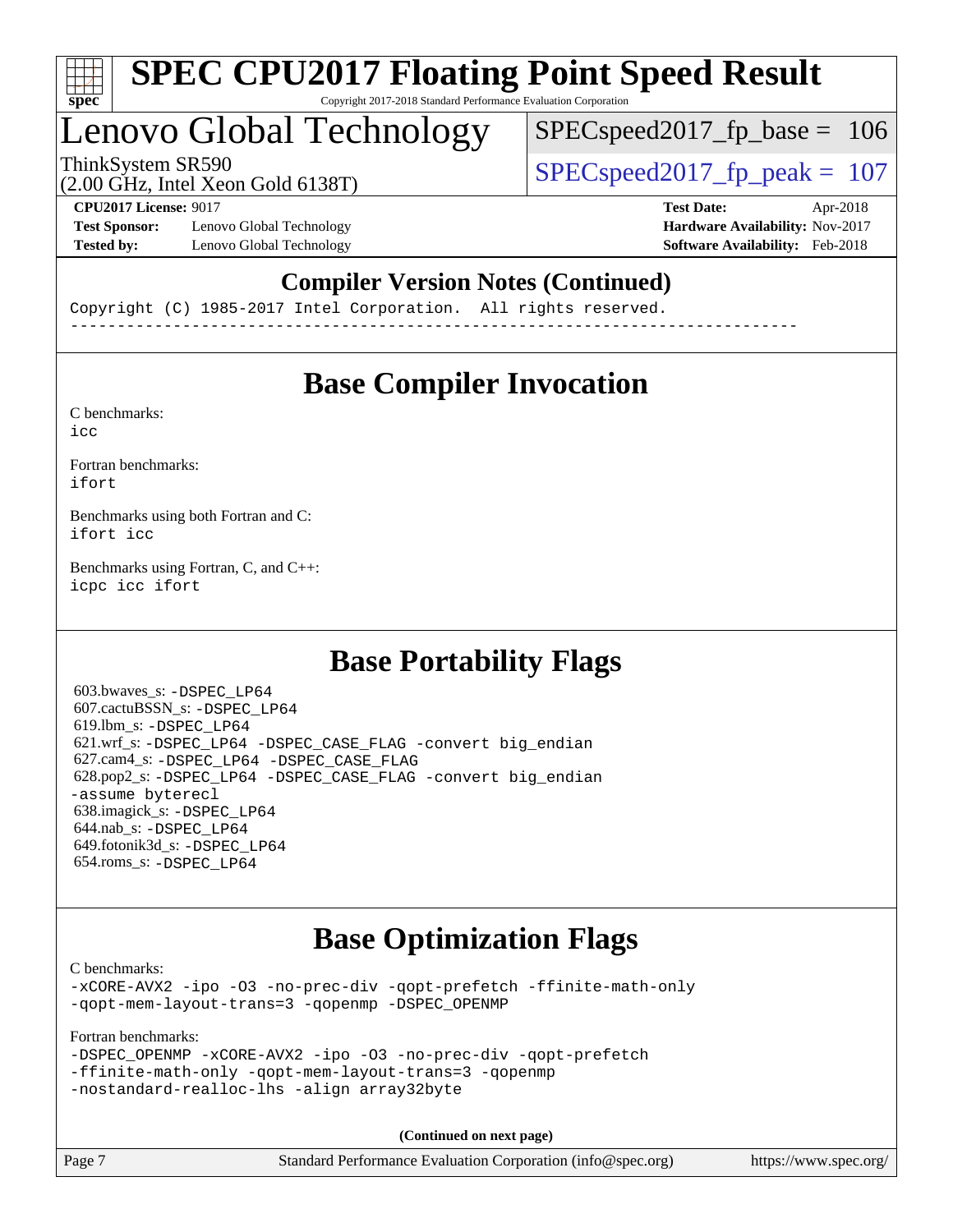## Compiler Version Notes (Continued)

```
Copyright (C) 1985-2017 Intel Corporation.  All rights reserved.
------------------------------------------------------------------------------
```

## Base Compiler Invocation

C benchmarks:
`icc`

Fortran benchmarks:
`ifort`

Benchmarks using both Fortran and C:
`ifort icc`

Benchmarks using Fortran, C, and C++:
`icpc icc ifort`

## Base Portability Flags

603.bwaves_s: `-DSPEC_LP64`
607.cactuBSSN_s: `-DSPEC_LP64`
619.lbm_s: `-DSPEC_LP64`
621.wrf_s: `-DSPEC_LP64 -DSPEC_CASE_FLAG -convert big_endian`
627.cam4_s: `-DSPEC_LP64 -DSPEC_CASE_FLAG`
628.pop2_s: `-DSPEC_LP64 -DSPEC_CASE_FLAG -convert big_endian -assume byterecl`
638.imagick_s: `-DSPEC_LP64`
644.nab_s: `-DSPEC_LP64`
649.fotonik3d_s: `-DSPEC_LP64`
654.roms_s: `-DSPEC_LP64`

## Base Optimization Flags

C benchmarks:
`-xCORE-AVX2 -ipo -O3 -no-prec-div -qopt-prefetch -ffinite-math-only -qopt-mem-layout-trans=3 -qopenmp -DSPEC_OPENMP`

Fortran benchmarks:
`-DSPEC_OPENMP -xCORE-AVX2 -ipo -O3 -no-prec-div -qopt-prefetch -ffinite-math-only -qopt-mem-layout-trans=3 -qopenmp -nostandard-realloc-lhs -align array32byte`

**(Continued on next page)**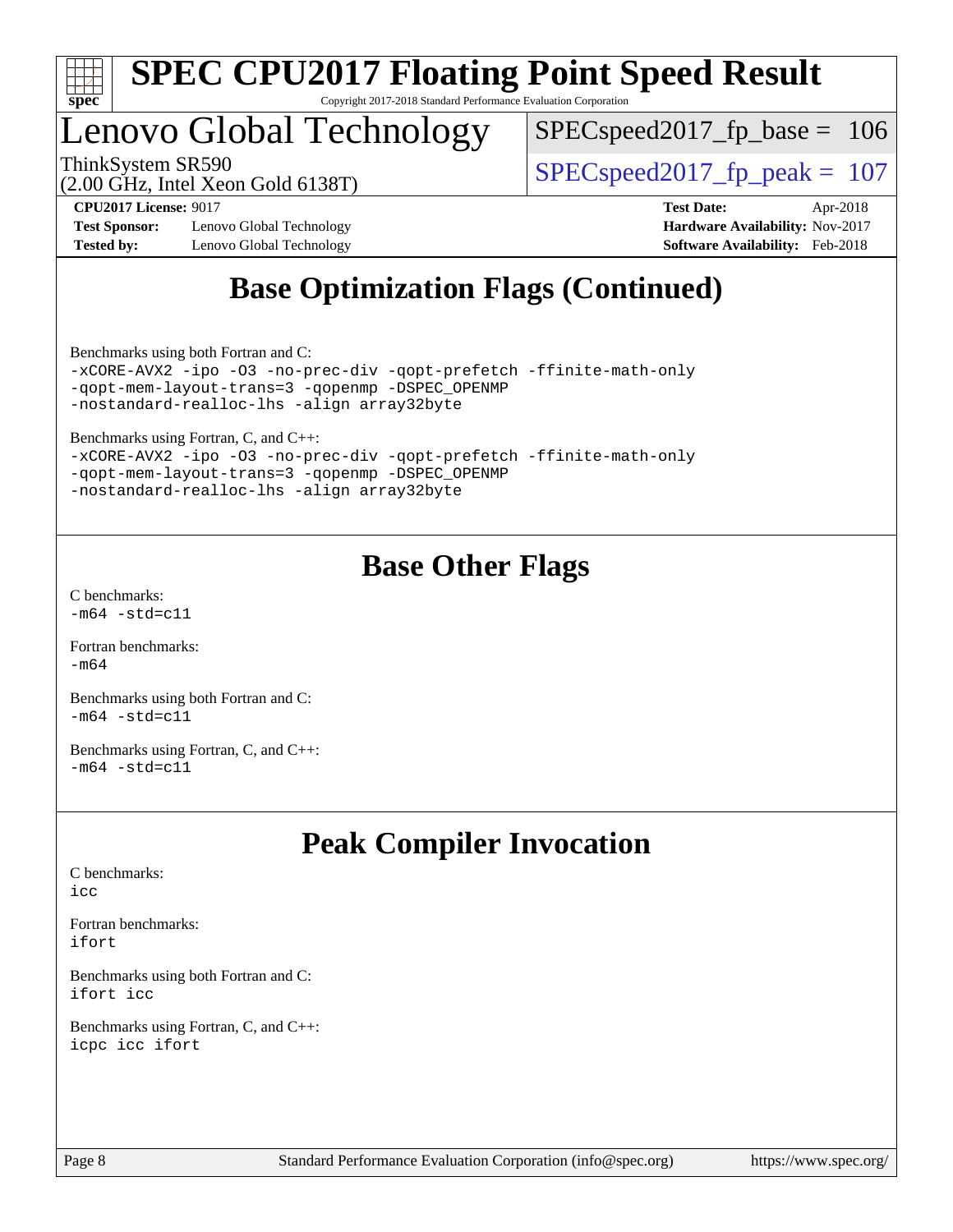# SPEC CPU2017 Floating Point Speed Result

Copyright 2017-2018 Standard Performance Evaluation Corporation

## Lenovo Global Technology

ThinkSystem SR590
(2.00 GHz, Intel Xeon Gold 6138T)

SPECspeed2017_fp_base = 106

SPECspeed2017_fp_peak = 107

**CPU2017 License:** 9017
**Test Sponsor:** Lenovo Global Technology
**Tested by:** Lenovo Global Technology

**Test Date:** Apr-2018
**Hardware Availability:** Nov-2017
**Software Availability:** Feb-2018

## Base Optimization Flags (Continued)

Benchmarks using both Fortran and C:
```
-xCORE-AVX2 -ipo -O3 -no-prec-div -qopt-prefetch -ffinite-math-only
-qopt-mem-layout-trans=3 -qopenmp -DSPEC_OPENMP
-nostandard-realloc-lhs -align array32byte
```

Benchmarks using Fortran, C, and C++:
```
-xCORE-AVX2 -ipo -O3 -no-prec-div -qopt-prefetch -ffinite-math-only
-qopt-mem-layout-trans=3 -qopenmp -DSPEC_OPENMP
-nostandard-realloc-lhs -align array32byte
```

## Base Other Flags

C benchmarks:
```
-m64 -std=c11
```

Fortran benchmarks:
```
-m64
```

Benchmarks using both Fortran and C:
```
-m64 -std=c11
```

Benchmarks using Fortran, C, and C++:
```
-m64 -std=c11
```

## Peak Compiler Invocation

C benchmarks:
```
icc
```

Fortran benchmarks:
```
ifort
```

Benchmarks using both Fortran and C:
```
ifort icc
```

Benchmarks using Fortran, C, and C++:
```
icpc icc ifort
```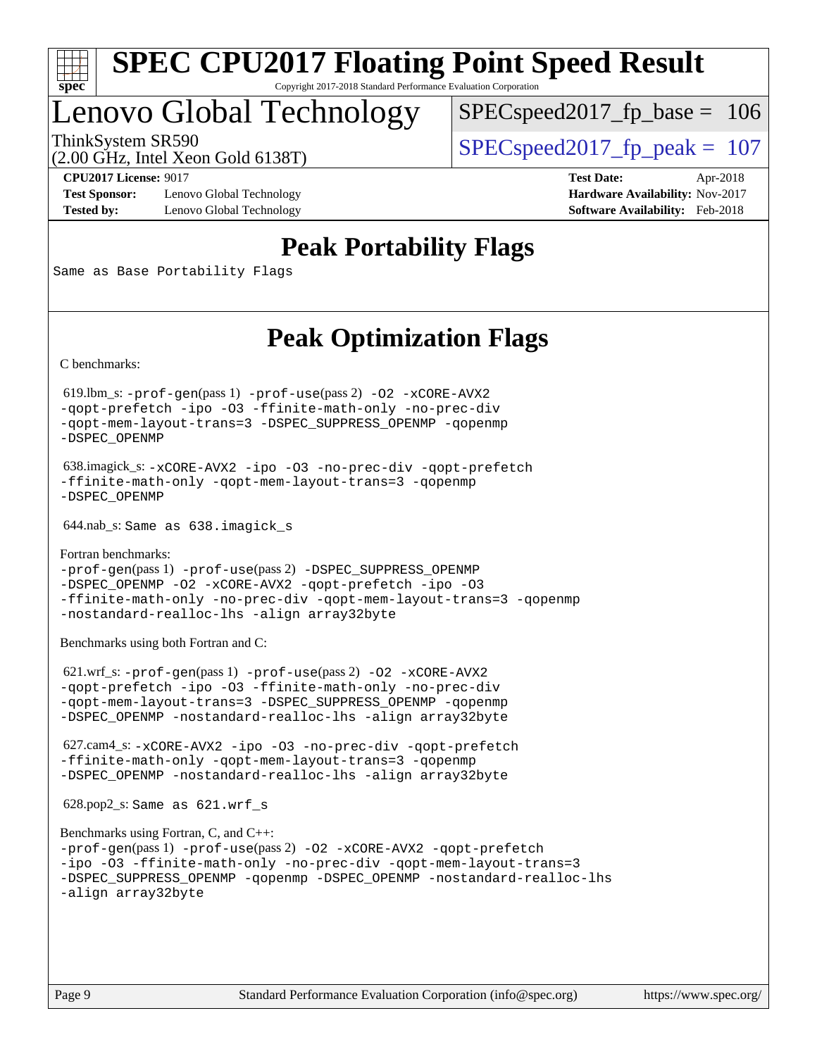# SPEC CPU2017 Floating Point Speed Result

Copyright 2017-2018 Standard Performance Evaluation Corporation

# Lenovo Global Technology

ThinkSystem SR590
(2.00 GHz, Intel Xeon Gold 6138T)

SPECspeed2017_fp_base = 106

SPECspeed2017_fp_peak = 107

**CPU2017 License:** 9017
**Test Sponsor:** Lenovo Global Technology
**Tested by:** Lenovo Global Technology

**Test Date:** Apr-2018
**Hardware Availability:** Nov-2017
**Software Availability:** Feb-2018

## Peak Portability Flags

Same as Base Portability Flags

## Peak Optimization Flags

C benchmarks:

619.lbm_s: -prof-gen(pass 1) -prof-use(pass 2) -O2 -xCORE-AVX2 -qopt-prefetch -ipo -O3 -ffinite-math-only -no-prec-div -qopt-mem-layout-trans=3 -DSPEC_SUPPRESS_OPENMP -qopenmp -DSPEC_OPENMP

638.imagick_s: -xCORE-AVX2 -ipo -O3 -no-prec-div -qopt-prefetch -ffinite-math-only -qopt-mem-layout-trans=3 -qopenmp -DSPEC_OPENMP

644.nab_s: Same as 638.imagick_s

Fortran benchmarks:

-prof-gen(pass 1) -prof-use(pass 2) -DSPEC_SUPPRESS_OPENMP -DSPEC_OPENMP -O2 -xCORE-AVX2 -qopt-prefetch -ipo -O3 -ffinite-math-only -no-prec-div -qopt-mem-layout-trans=3 -qopenmp -nostandard-realloc-lhs -align array32byte

Benchmarks using both Fortran and C:

621.wrf_s: -prof-gen(pass 1) -prof-use(pass 2) -O2 -xCORE-AVX2 -qopt-prefetch -ipo -O3 -ffinite-math-only -no-prec-div -qopt-mem-layout-trans=3 -DSPEC_SUPPRESS_OPENMP -qopenmp -DSPEC_OPENMP -nostandard-realloc-lhs -align array32byte

627.cam4_s: -xCORE-AVX2 -ipo -O3 -no-prec-div -qopt-prefetch -ffinite-math-only -qopt-mem-layout-trans=3 -qopenmp -DSPEC_OPENMP -nostandard-realloc-lhs -align array32byte

628.pop2_s: Same as 621.wrf_s

Benchmarks using Fortran, C, and C++:

-prof-gen(pass 1) -prof-use(pass 2) -O2 -xCORE-AVX2 -qopt-prefetch -ipo -O3 -ffinite-math-only -no-prec-div -qopt-mem-layout-trans=3 -DSPEC_SUPPRESS_OPENMP -qopenmp -DSPEC_OPENMP -nostandard-realloc-lhs -align array32byte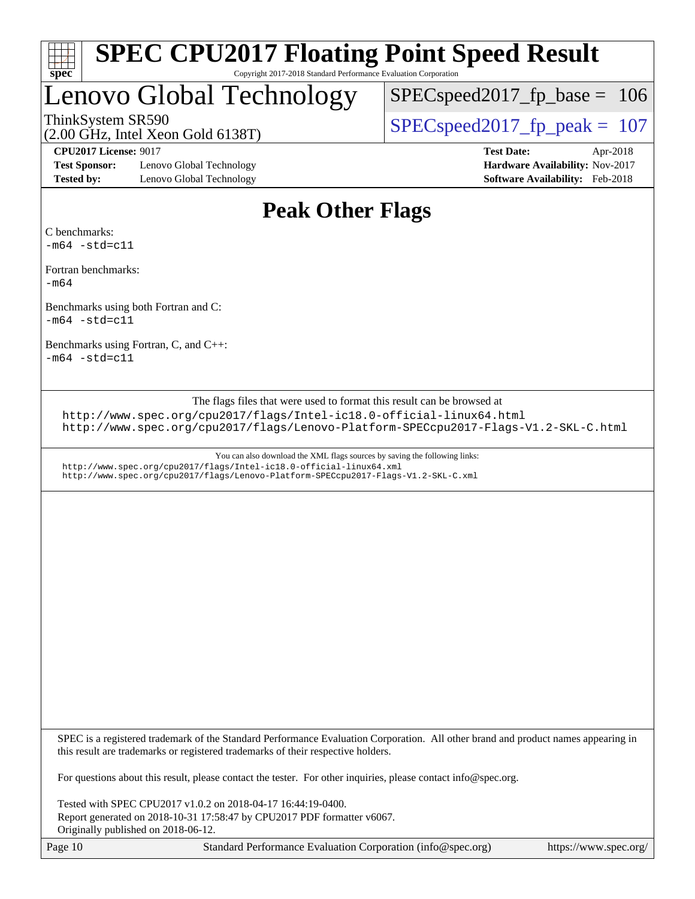# Peak Other Flags

C benchmarks:
`-m64 -std=c11`

Fortran benchmarks:
`-m64`

Benchmarks using both Fortran and C:
`-m64 -std=c11`

Benchmarks using Fortran, C, and C++:
`-m64 -std=c11`

The flags files that were used to format this result can be browsed at
http://www.spec.org/cpu2017/flags/Intel-ic18.0-official-linux64.html
http://www.spec.org/cpu2017/flags/Lenovo-Platform-SPECcpu2017-Flags-V1.2-SKL-C.html

You can also download the XML flags sources by saving the following links:
http://www.spec.org/cpu2017/flags/Intel-ic18.0-official-linux64.xml
http://www.spec.org/cpu2017/flags/Lenovo-Platform-SPECcpu2017-Flags-V1.2-SKL-C.xml

SPEC is a registered trademark of the Standard Performance Evaluation Corporation. All other brand and product names appearing in this result are trademarks or registered trademarks of their respective holders.

For questions about this result, please contact the tester. For other inquiries, please contact info@spec.org.

Tested with SPEC CPU2017 v1.0.2 on 2018-04-17 16:44:19-0400.
Report generated on 2018-10-31 17:58:47 by CPU2017 PDF formatter v6067.
Originally published on 2018-06-12.